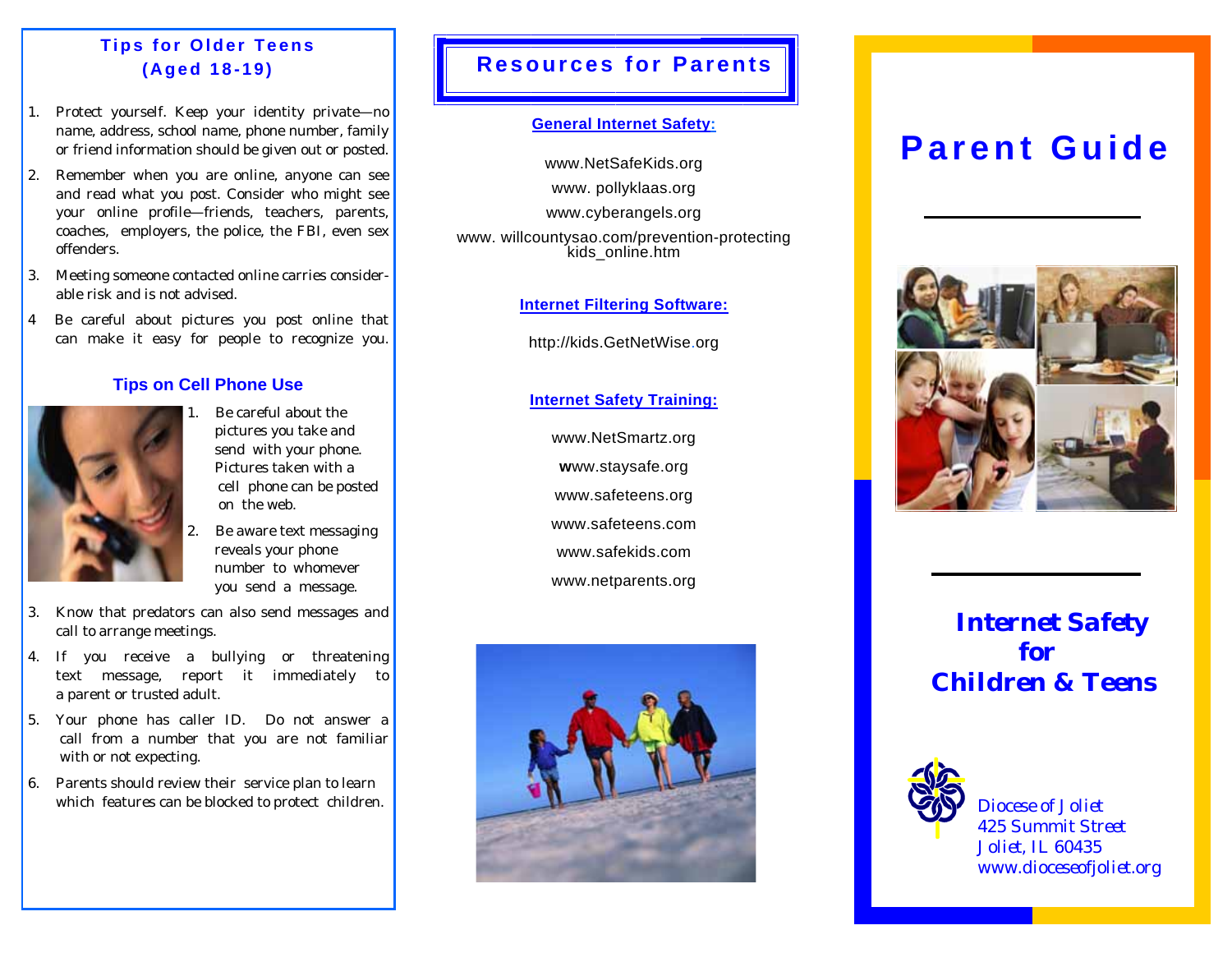## Tips for Older Teens (Aged 18-19)

1. Protect yourself. Keep your identity private—no name, address, school name, phone number, family or friend information should be given out or posted.
2. Remember when you are online, anyone can see and read what you post. Consider who might see your online profile—friends, teachers, parents, coaches, employers, the police, the FBI, even sex offenders.
3. Meeting someone contacted online carries considerable risk and is not advised.
4. Be careful about pictures you post online that can make it easy for people to recognize you.

## Tips on Cell Phone Use

1. Be careful about the pictures you take and send with your phone. Pictures taken with a cell phone can be posted on the web.
2. Be aware text messaging reveals your phone number to whomever you send a message.
3. Know that predators can also send messages and call to arrange meetings.
4. If you receive a bullying or threatening text message, report it immediately to a parent or trusted adult.
5. Your phone has caller ID. Do not answer a call from a number that you are not familiar with or not expecting.
6. Parents should review their service plan to learn which features can be blocked to protect children.

## Resources for Parents

**General Internet Safety:**

www.NetSafeKids.org

www. pollyklaas.org

www.cyberangels.org

www. willcountysao.com/prevention-protecting kids_online.htm

**Internet Filtering Software:**

http://kids.GetNetWise.org

**Internet Safety Training:**

www.NetSmartz.org

www.staysafe.org

www.safeteens.org

www.safeteens.com

www.safekids.com

www.netparents.org

# Parent Guide

## Internet Safety for Children & Teens

*Diocese of Joliet*
*425 Summit Street*
*Joliet, IL 60435*
*www.dioceseofjoliet.org*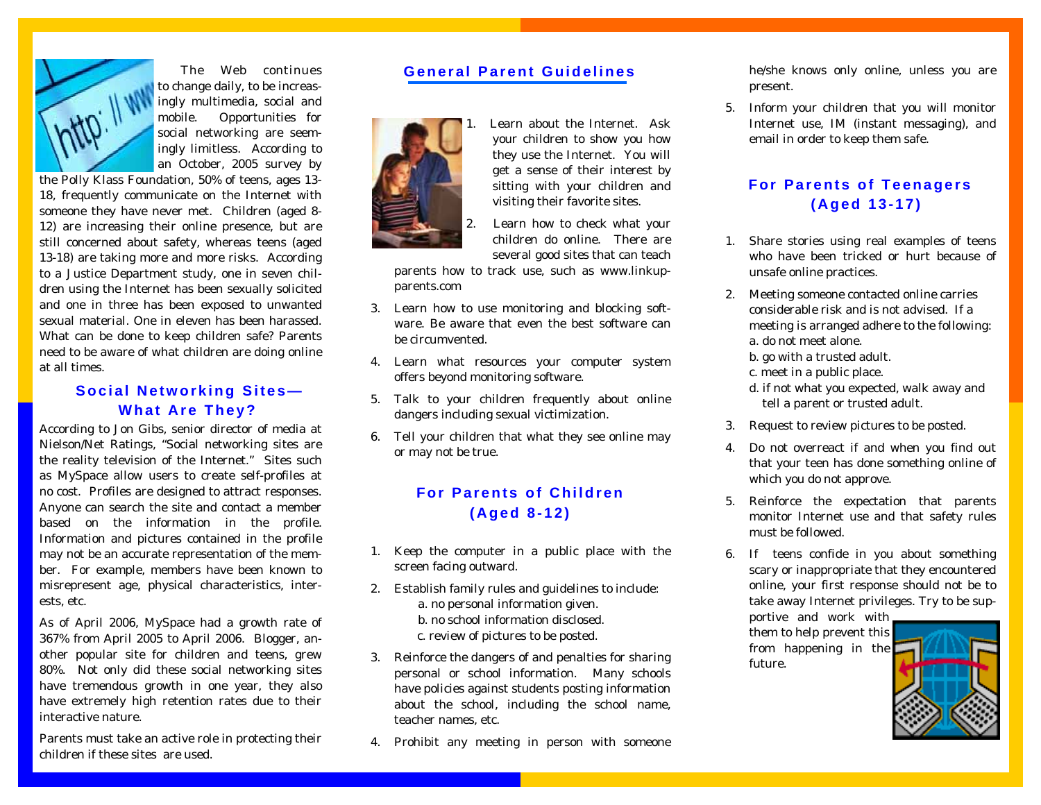The Web continues to change daily, to be increasingly multimedia, social and mobile. Opportunities for social networking are seemingly limitless. According to an October, 2005 survey by the Polly Klass Foundation, 50% of teens, ages 13-18, frequently communicate on the Internet with someone they have never met. Children (aged 8-12) are increasing their online presence, but are still concerned about safety, whereas teens (aged 13-18) are taking more and more risks. According to a Justice Department study, one in seven children using the Internet has been sexually solicited and one in three has been exposed to unwanted sexual material. One in eleven has been harassed. What can be done to keep children safe? Parents need to be aware of what children are doing online at all times.

## Social Networking Sites—What Are They?

According to Jon Gibs, senior director of media at Nielson/Net Ratings, "Social networking sites are the reality television of the Internet." Sites such as MySpace allow users to create self-profiles at no cost. Profiles are designed to attract responses. Anyone can search the site and contact a member based on the information in the profile. Information and pictures contained in the profile may not be an accurate representation of the member. For example, members have been known to misrepresent age, physical characteristics, interests, etc.

As of April 2006, MySpace had a growth rate of 367% from April 2005 to April 2006. Blogger, another popular site for children and teens, grew 80%. Not only did these social networking sites have tremendous growth in one year, they also have extremely high retention rates due to their interactive nature.

Parents must take an active role in protecting their children if these sites are used.

## General Parent Guidelines

1. Learn about the Internet. Ask your children to show you how they use the Internet. You will get a sense of their interest by sitting with your children and visiting their favorite sites.
2. Learn how to check what your children do online. There are several good sites that can teach parents how to track use, such as www.linkup-parents.com
3. Learn how to use monitoring and blocking software. Be aware that even the best software can be circumvented.
4. Learn what resources your computer system offers beyond monitoring software.
5. Talk to your children frequently about online dangers including sexual victimization.
6. Tell your children that what they see online may or may not be true.

## For Parents of Children (Aged 8-12)

1. Keep the computer in a public place with the screen facing outward.
2. Establish family rules and guidelines to include:
   a. no personal information given.
   b. no school information disclosed.
   c. review of pictures to be posted.
3. Reinforce the dangers of and penalties for sharing personal or school information. Many schools have policies against students posting information about the school, including the school name, teacher names, etc.
4. Prohibit any meeting in person with someone he/she knows only online, unless you are present.
5. Inform your children that you will monitor Internet use, IM (instant messaging), and email in order to keep them safe.

## For Parents of Teenagers (Aged 13-17)

1. Share stories using real examples of teens who have been tricked or hurt because of unsafe online practices.
2. Meeting someone contacted online carries considerable risk and is not advised. If a meeting is arranged adhere to the following:
   a. do not meet alone.
   b. go with a trusted adult.
   c. meet in a public place.
   d. if not what you expected, walk away and tell a parent or trusted adult.
3. Request to review pictures to be posted.
4. Do not overreact if and when you find out that your teen has done something online of which you do not approve.
5. Reinforce the expectation that parents monitor Internet use and that safety rules must be followed.
6. If teens confide in you about something scary or inappropriate that they encountered online, your first response should not be to take away Internet privileges. Try to be supportive and work with them to help prevent this from happening in the future.